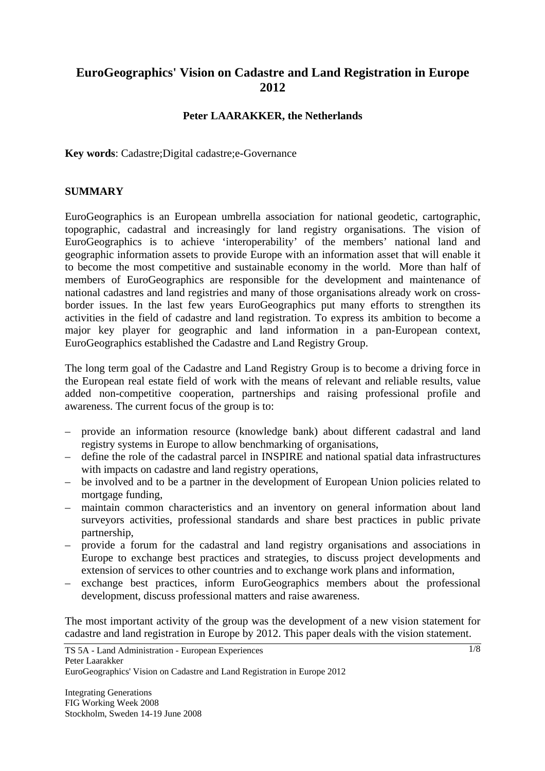# EuroGeographics' Vision on Cadastre and Land Registration in Europe 2012

**Peter LAARAKKER, the Netherlands**

**Key words**: Cadastre;Digital cadastre;e-Governance

## SUMMARY

EuroGeographics is an European umbrella association for national geodetic, cartographic, topographic, cadastral and increasingly for land registry organisations. The vision of EuroGeographics is to achieve 'interoperability' of the members' national land and geographic information assets to provide Europe with an information asset that will enable it to become the most competitive and sustainable economy in the world. More than half of members of EuroGeographics are responsible for the development and maintenance of national cadastres and land registries and many of those organisations already work on cross-border issues. In the last few years EuroGeographics put many efforts to strengthen its activities in the field of cadastre and land registration. To express its ambition to become a major key player for geographic and land information in a pan-European context, EuroGeographics established the Cadastre and Land Registry Group.

The long term goal of the Cadastre and Land Registry Group is to become a driving force in the European real estate field of work with the means of relevant and reliable results, value added non-competitive cooperation, partnerships and raising professional profile and awareness. The current focus of the group is to:

- provide an information resource (knowledge bank) about different cadastral and land registry systems in Europe to allow benchmarking of organisations,
- define the role of the cadastral parcel in INSPIRE and national spatial data infrastructures with impacts on cadastre and land registry operations,
- be involved and to be a partner in the development of European Union policies related to mortgage funding,
- maintain common characteristics and an inventory on general information about land surveyors activities, professional standards and share best practices in public private partnership,
- provide a forum for the cadastral and land registry organisations and associations in Europe to exchange best practices and strategies, to discuss project developments and extension of services to other countries and to exchange work plans and information,
- exchange best practices, inform EuroGeographics members about the professional development, discuss professional matters and raise awareness.

The most important activity of the group was the development of a new vision statement for cadastre and land registration in Europe by 2012. This paper deals with the vision statement.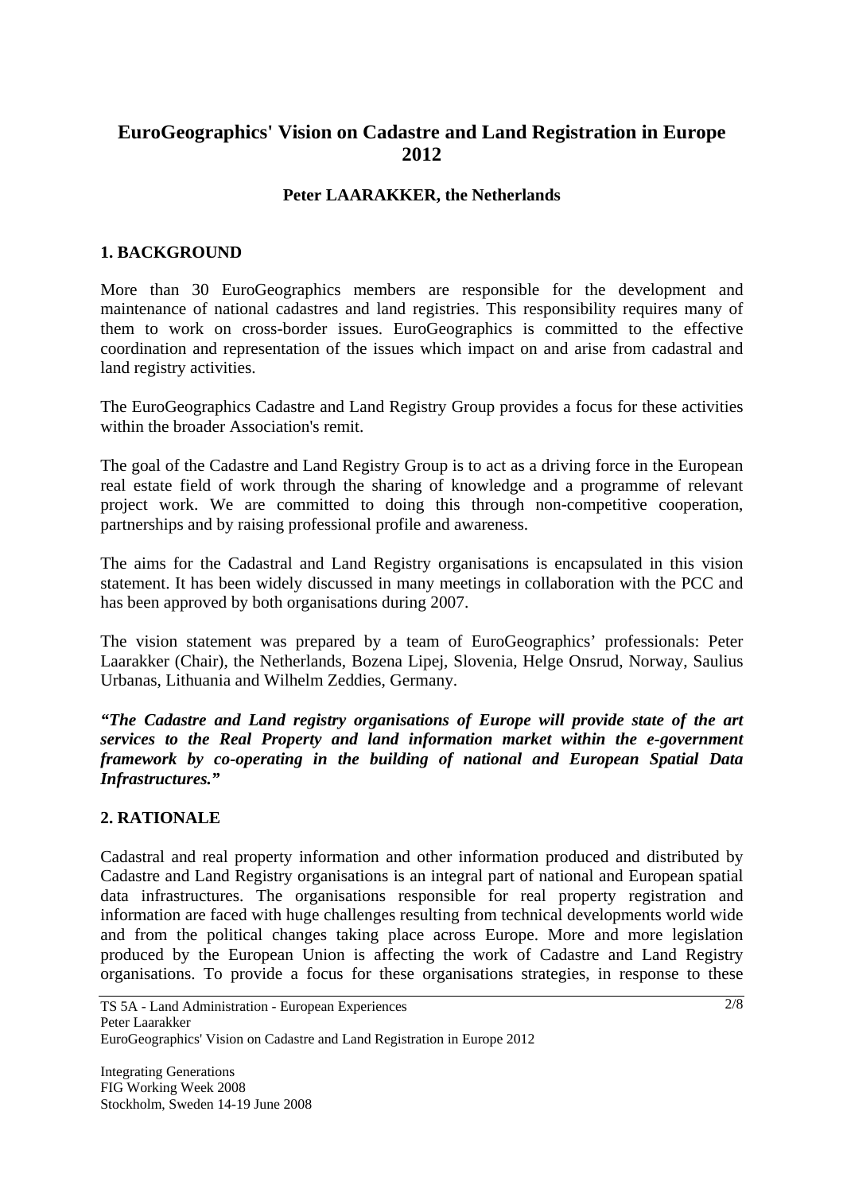# EuroGeographics' Vision on Cadastre and Land Registration in Europe 2012

**Peter LAARAKKER, the Netherlands**

## 1. BACKGROUND

More than 30 EuroGeographics members are responsible for the development and maintenance of national cadastres and land registries. This responsibility requires many of them to work on cross-border issues. EuroGeographics is committed to the effective coordination and representation of the issues which impact on and arise from cadastral and land registry activities.

The EuroGeographics Cadastre and Land Registry Group provides a focus for these activities within the broader Association's remit.

The goal of the Cadastre and Land Registry Group is to act as a driving force in the European real estate field of work through the sharing of knowledge and a programme of relevant project work. We are committed to doing this through non-competitive cooperation, partnerships and by raising professional profile and awareness.

The aims for the Cadastral and Land Registry organisations is encapsulated in this vision statement. It has been widely discussed in many meetings in collaboration with the PCC and has been approved by both organisations during 2007.

The vision statement was prepared by a team of EuroGeographics' professionals: Peter Laarakker (Chair), the Netherlands, Bozena Lipej, Slovenia, Helge Onsrud, Norway, Saulius Urbanas, Lithuania and Wilhelm Zeddies, Germany.

***"The Cadastre and Land registry organisations of Europe will provide state of the art services to the Real Property and land information market within the e-government framework by co-operating in the building of national and European Spatial Data Infrastructures."***

## 2. RATIONALE

Cadastral and real property information and other information produced and distributed by Cadastre and Land Registry organisations is an integral part of national and European spatial data infrastructures. The organisations responsible for real property registration and information are faced with huge challenges resulting from technical developments world wide and from the political changes taking place across Europe. More and more legislation produced by the European Union is affecting the work of Cadastre and Land Registry organisations. To provide a focus for these organisations strategies, in response to these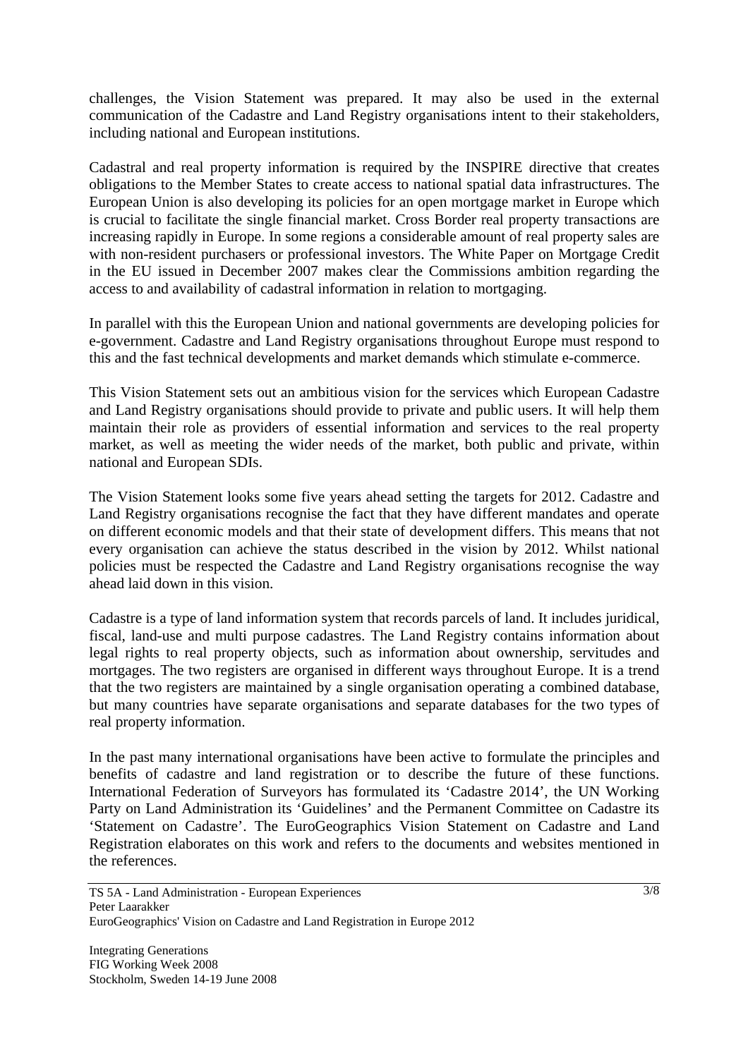challenges, the Vision Statement was prepared. It may also be used in the external communication of the Cadastre and Land Registry organisations intent to their stakeholders, including national and European institutions.

Cadastral and real property information is required by the INSPIRE directive that creates obligations to the Member States to create access to national spatial data infrastructures. The European Union is also developing its policies for an open mortgage market in Europe which is crucial to facilitate the single financial market. Cross Border real property transactions are increasing rapidly in Europe. In some regions a considerable amount of real property sales are with non-resident purchasers or professional investors. The White Paper on Mortgage Credit in the EU issued in December 2007 makes clear the Commissions ambition regarding the access to and availability of cadastral information in relation to mortgaging.

In parallel with this the European Union and national governments are developing policies for e-government. Cadastre and Land Registry organisations throughout Europe must respond to this and the fast technical developments and market demands which stimulate e-commerce.

This Vision Statement sets out an ambitious vision for the services which European Cadastre and Land Registry organisations should provide to private and public users. It will help them maintain their role as providers of essential information and services to the real property market, as well as meeting the wider needs of the market, both public and private, within national and European SDIs.

The Vision Statement looks some five years ahead setting the targets for 2012. Cadastre and Land Registry organisations recognise the fact that they have different mandates and operate on different economic models and that their state of development differs. This means that not every organisation can achieve the status described in the vision by 2012. Whilst national policies must be respected the Cadastre and Land Registry organisations recognise the way ahead laid down in this vision.

Cadastre is a type of land information system that records parcels of land. It includes juridical, fiscal, land-use and multi purpose cadastres. The Land Registry contains information about legal rights to real property objects, such as information about ownership, servitudes and mortgages. The two registers are organised in different ways throughout Europe. It is a trend that the two registers are maintained by a single organisation operating a combined database, but many countries have separate organisations and separate databases for the two types of real property information.

In the past many international organisations have been active to formulate the principles and benefits of cadastre and land registration or to describe the future of these functions. International Federation of Surveyors has formulated its 'Cadastre 2014', the UN Working Party on Land Administration its 'Guidelines' and the Permanent Committee on Cadastre its 'Statement on Cadastre'. The EuroGeographics Vision Statement on Cadastre and Land Registration elaborates on this work and refers to the documents and websites mentioned in the references.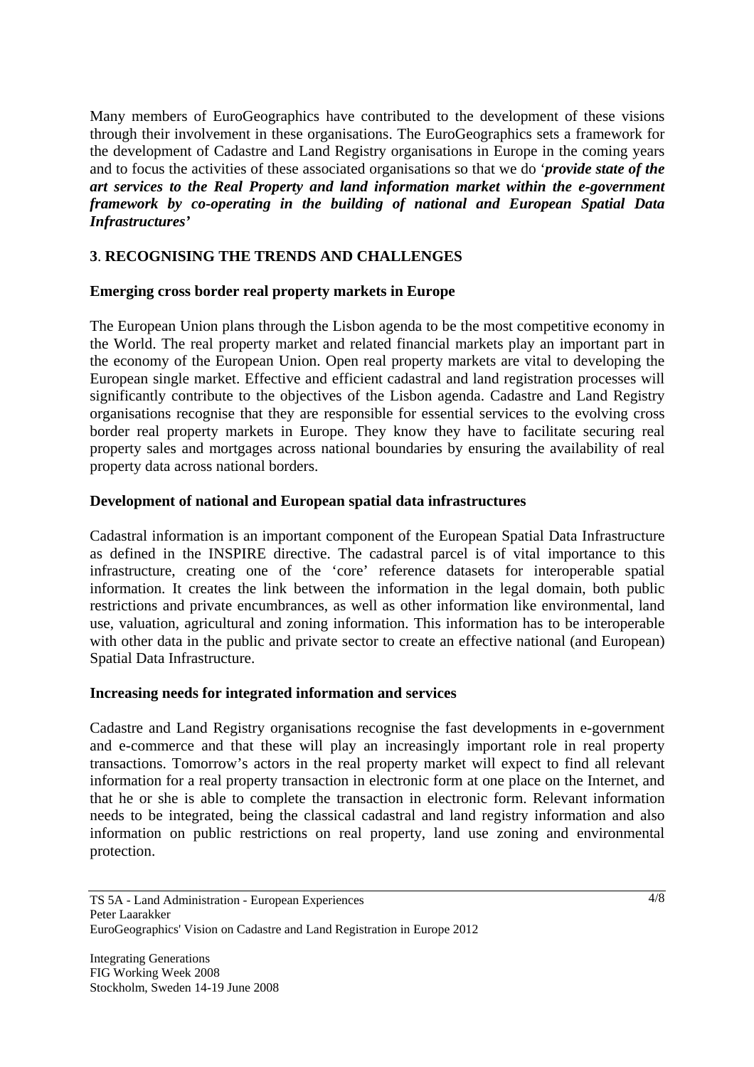Many members of EuroGeographics have contributed to the development of these visions through their involvement in these organisations. The EuroGeographics sets a framework for the development of Cadastre and Land Registry organisations in Europe in the coming years and to focus the activities of these associated organisations so that we do '***provide state of the art services to the Real Property and land information market within the e-government framework by co-operating in the building of national and European Spatial Data Infrastructures'***

## 3. RECOGNISING THE TRENDS AND CHALLENGES

### Emerging cross border real property markets in Europe

The European Union plans through the Lisbon agenda to be the most competitive economy in the World. The real property market and related financial markets play an important part in the economy of the European Union. Open real property markets are vital to developing the European single market. Effective and efficient cadastral and land registration processes will significantly contribute to the objectives of the Lisbon agenda. Cadastre and Land Registry organisations recognise that they are responsible for essential services to the evolving cross border real property markets in Europe. They know they have to facilitate securing real property sales and mortgages across national boundaries by ensuring the availability of real property data across national borders.

### Development of national and European spatial data infrastructures

Cadastral information is an important component of the European Spatial Data Infrastructure as defined in the INSPIRE directive. The cadastral parcel is of vital importance to this infrastructure, creating one of the 'core' reference datasets for interoperable spatial information. It creates the link between the information in the legal domain, both public restrictions and private encumbrances, as well as other information like environmental, land use, valuation, agricultural and zoning information. This information has to be interoperable with other data in the public and private sector to create an effective national (and European) Spatial Data Infrastructure.

### Increasing needs for integrated information and services

Cadastre and Land Registry organisations recognise the fast developments in e-government and e-commerce and that these will play an increasingly important role in real property transactions. Tomorrow's actors in the real property market will expect to find all relevant information for a real property transaction in electronic form at one place on the Internet, and that he or she is able to complete the transaction in electronic form. Relevant information needs to be integrated, being the classical cadastral and land registry information and also information on public restrictions on real property, land use zoning and environmental protection.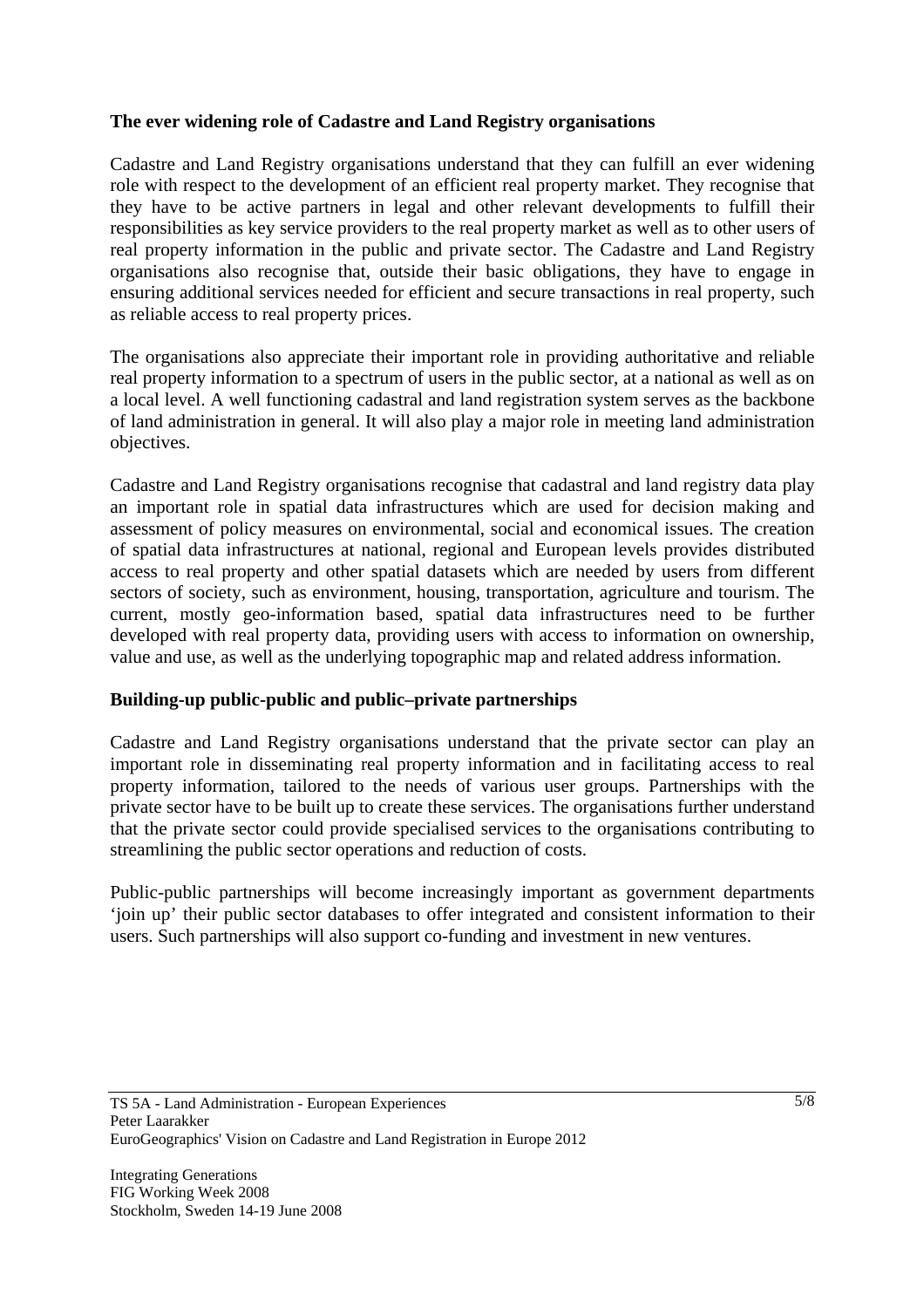**The ever widening role of Cadastre and Land Registry organisations**

Cadastre and Land Registry organisations understand that they can fulfill an ever widening role with respect to the development of an efficient real property market. They recognise that they have to be active partners in legal and other relevant developments to fulfill their responsibilities as key service providers to the real property market as well as to other users of real property information in the public and private sector. The Cadastre and Land Registry organisations also recognise that, outside their basic obligations, they have to engage in ensuring additional services needed for efficient and secure transactions in real property, such as reliable access to real property prices.

The organisations also appreciate their important role in providing authoritative and reliable real property information to a spectrum of users in the public sector, at a national as well as on a local level. A well functioning cadastral and land registration system serves as the backbone of land administration in general. It will also play a major role in meeting land administration objectives.

Cadastre and Land Registry organisations recognise that cadastral and land registry data play an important role in spatial data infrastructures which are used for decision making and assessment of policy measures on environmental, social and economical issues. The creation of spatial data infrastructures at national, regional and European levels provides distributed access to real property and other spatial datasets which are needed by users from different sectors of society, such as environment, housing, transportation, agriculture and tourism. The current, mostly geo-information based, spatial data infrastructures need to be further developed with real property data, providing users with access to information on ownership, value and use, as well as the underlying topographic map and related address information.

**Building-up public-public and public–private partnerships**

Cadastre and Land Registry organisations understand that the private sector can play an important role in disseminating real property information and in facilitating access to real property information, tailored to the needs of various user groups. Partnerships with the private sector have to be built up to create these services. The organisations further understand that the private sector could provide specialised services to the organisations contributing to streamlining the public sector operations and reduction of costs.

Public-public partnerships will become increasingly important as government departments 'join up' their public sector databases to offer integrated and consistent information to their users. Such partnerships will also support co-funding and investment in new ventures.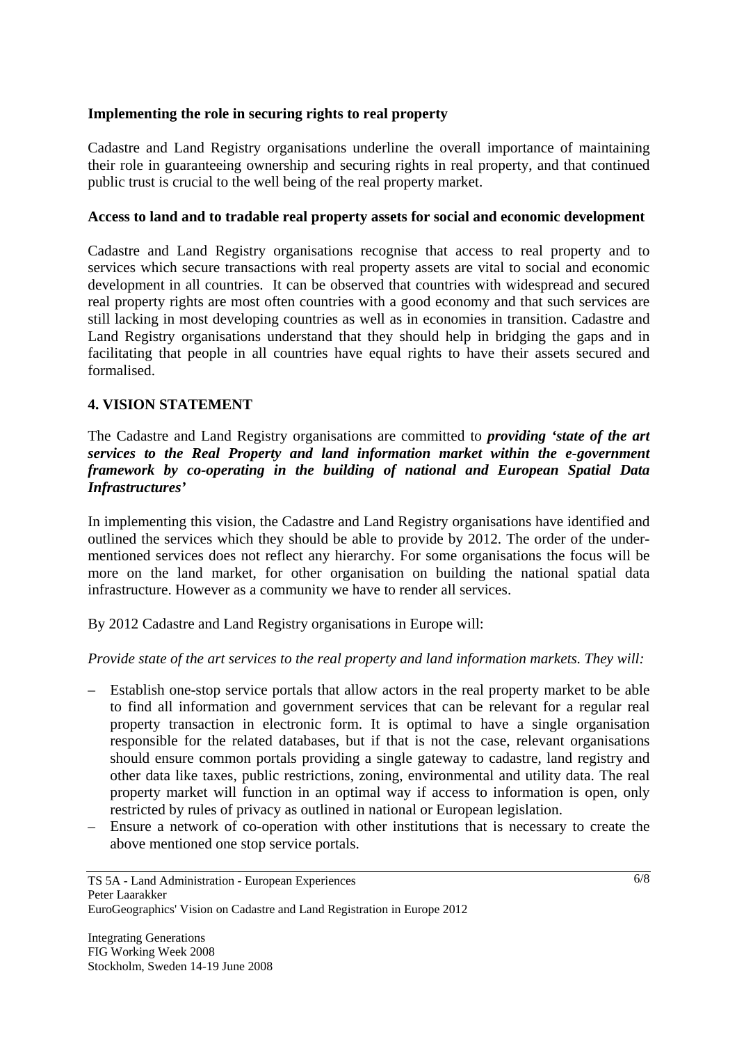**Implementing the role in securing rights to real property**

Cadastre and Land Registry organisations underline the overall importance of maintaining their role in guaranteeing ownership and securing rights in real property, and that continued public trust is crucial to the well being of the real property market.

**Access to land and to tradable real property assets for social and economic development**

Cadastre and Land Registry organisations recognise that access to real property and to services which secure transactions with real property assets are vital to social and economic development in all countries. It can be observed that countries with widespread and secured real property rights are most often countries with a good economy and that such services are still lacking in most developing countries as well as in economies in transition. Cadastre and Land Registry organisations understand that they should help in bridging the gaps and in facilitating that people in all countries have equal rights to have their assets secured and formalised.

## 4. VISION STATEMENT

The Cadastre and Land Registry organisations are committed to ***providing 'state of the art services to the Real Property and land information market within the e-government framework by co-operating in the building of national and European Spatial Data Infrastructures'***

In implementing this vision, the Cadastre and Land Registry organisations have identified and outlined the services which they should be able to provide by 2012. The order of the under-mentioned services does not reflect any hierarchy. For some organisations the focus will be more on the land market, for other organisation on building the national spatial data infrastructure. However as a community we have to render all services.

By 2012 Cadastre and Land Registry organisations in Europe will:

*Provide state of the art services to the real property and land information markets. They will:*

- Establish one-stop service portals that allow actors in the real property market to be able to find all information and government services that can be relevant for a regular real property transaction in electronic form. It is optimal to have a single organisation responsible for the related databases, but if that is not the case, relevant organisations should ensure common portals providing a single gateway to cadastre, land registry and other data like taxes, public restrictions, zoning, environmental and utility data. The real property market will function in an optimal way if access to information is open, only restricted by rules of privacy as outlined in national or European legislation.
- Ensure a network of co-operation with other institutions that is necessary to create the above mentioned one stop service portals.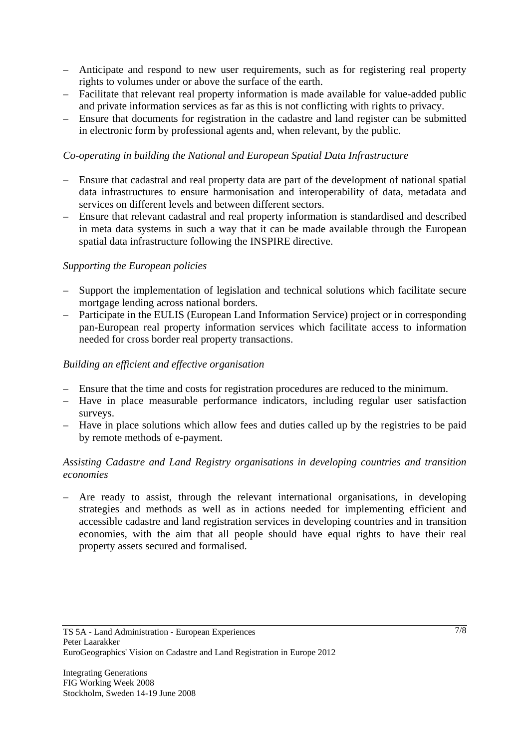- Anticipate and respond to new user requirements, such as for registering real property rights to volumes under or above the surface of the earth.
- Facilitate that relevant real property information is made available for value-added public and private information services as far as this is not conflicting with rights to privacy.
- Ensure that documents for registration in the cadastre and land register can be submitted in electronic form by professional agents and, when relevant, by the public.

*Co-operating in building the National and European Spatial Data Infrastructure*

- Ensure that cadastral and real property data are part of the development of national spatial data infrastructures to ensure harmonisation and interoperability of data, metadata and services on different levels and between different sectors.
- Ensure that relevant cadastral and real property information is standardised and described in meta data systems in such a way that it can be made available through the European spatial data infrastructure following the INSPIRE directive.

*Supporting the European policies*

- Support the implementation of legislation and technical solutions which facilitate secure mortgage lending across national borders.
- Participate in the EULIS (European Land Information Service) project or in corresponding pan-European real property information services which facilitate access to information needed for cross border real property transactions.

*Building an efficient and effective organisation*

- Ensure that the time and costs for registration procedures are reduced to the minimum.
- Have in place measurable performance indicators, including regular user satisfaction surveys.
- Have in place solutions which allow fees and duties called up by the registries to be paid by remote methods of e-payment.

*Assisting Cadastre and Land Registry organisations in developing countries and transition economies*

- Are ready to assist, through the relevant international organisations, in developing strategies and methods as well as in actions needed for implementing efficient and accessible cadastre and land registration services in developing countries and in transition economies, with the aim that all people should have equal rights to have their real property assets secured and formalised.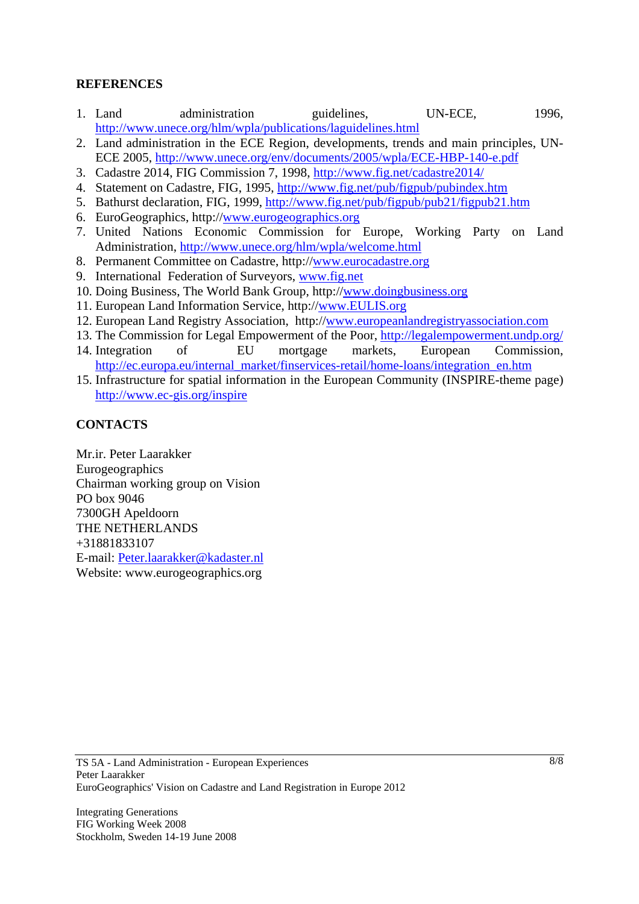## REFERENCES

1. Land administration guidelines, UN-ECE, 1996, http://www.unece.org/hlm/wpla/publications/laguidelines.html
2. Land administration in the ECE Region, developments, trends and main principles, UN-ECE 2005, http://www.unece.org/env/documents/2005/wpla/ECE-HBP-140-e.pdf
3. Cadastre 2014, FIG Commission 7, 1998, http://www.fig.net/cadastre2014/
4. Statement on Cadastre, FIG, 1995, http://www.fig.net/pub/figpub/pubindex.htm
5. Bathurst declaration, FIG, 1999, http://www.fig.net/pub/figpub/pub21/figpub21.htm
6. EuroGeographics, http://www.eurogeographics.org
7. United Nations Economic Commission for Europe, Working Party on Land Administration, http://www.unece.org/hlm/wpla/welcome.html
8. Permanent Committee on Cadastre, http://www.eurocadastre.org
9. International Federation of Surveyors, www.fig.net
10. Doing Business, The World Bank Group, http://www.doingbusiness.org
11. European Land Information Service, http://www.EULIS.org
12. European Land Registry Association, http://www.europeanlandregistryassociation.com
13. The Commission for Legal Empowerment of the Poor, http://legalempowerment.undp.org/
14. Integration of EU mortgage markets, European Commission, http://ec.europa.eu/internal_market/finservices-retail/home-loans/integration_en.htm
15. Infrastructure for spatial information in the European Community (INSPIRE-theme page) http://www.ec-gis.org/inspire

## CONTACTS

Mr.ir. Peter Laarakker
Eurogeographics
Chairman working group on Vision
PO box 9046
7300GH Apeldoorn
THE NETHERLANDS
+31881833107
E-mail: Peter.laarakker@kadaster.nl
Website: www.eurogeographics.org